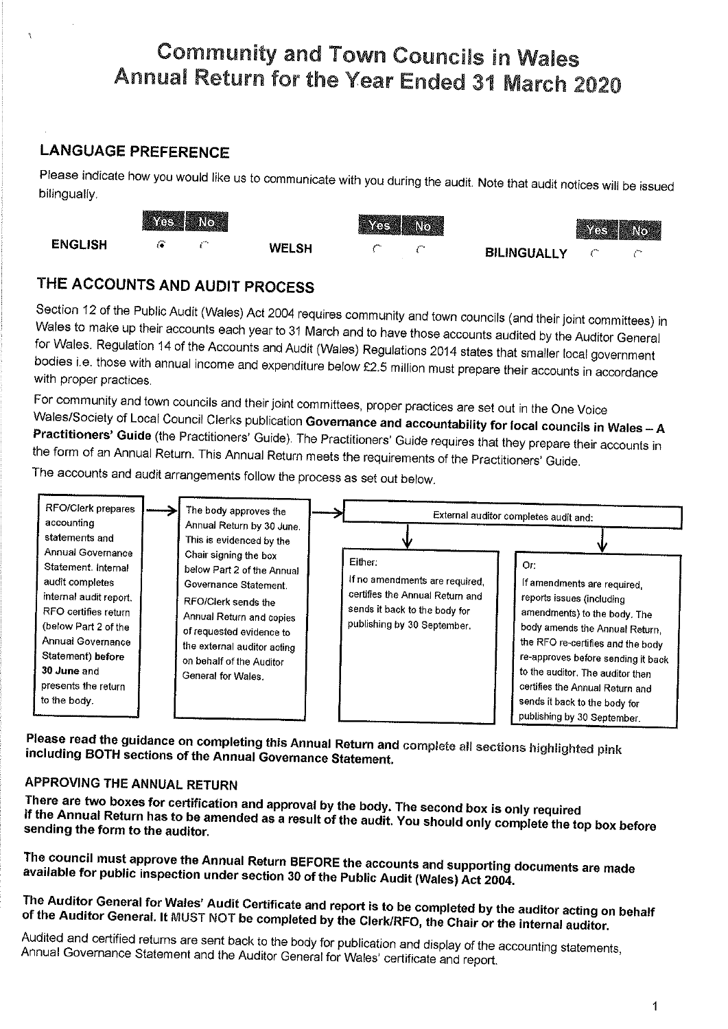# Community and Town Councils in Wales
# Annual Return for the Year Ended 31 March 2020

## LANGUAGE PREFERENCE

Please indicate how you would like us to communicate with you during the audit. Note that audit notices will be issued bilingually.

| | Yes | No |
|---|---|---|
| ENGLISH | ● | ○ |
| WELSH | ○ | ○ |
| BILINGUALLY | ○ | ○ |

## THE ACCOUNTS AND AUDIT PROCESS

Section 12 of the Public Audit (Wales) Act 2004 requires community and town councils (and their joint committees) in Wales to make up their accounts each year to 31 March and to have those accounts audited by the Auditor General for Wales. Regulation 14 of the Accounts and Audit (Wales) Regulations 2014 states that smaller local government bodies i.e. those with annual income and expenditure below £2.5 million must prepare their accounts in accordance with proper practices.

For community and town councils and their joint committees, proper practices are set out in the One Voice Wales/Society of Local Council Clerks publication **Governance and accountability for local councils in Wales – A Practitioners' Guide** (the Practitioners' Guide). The Practitioners' Guide requires that they prepare their accounts in the form of an Annual Return. This Annual Return meets the requirements of the Practitioners' Guide.

The accounts and audit arrangements follow the process as set out below.

1. RFO/Clerk prepares accounting statements and Annual Governance Statement. Internal audit completes internal audit report. RFO certifies return (below Part 2 of the Annual Governance Statement) **before 30 June** and presents the return to the body.
2. The body approves the Annual Return by 30 June. This is evidenced by the Chair signing the box below Part 2 of the Annual Governance Statement. RFO/Clerk sends the Annual Return and copies of requested evidence to the external auditor acting on behalf of the Auditor General for Wales.
3. External auditor completes audit and:
   - Either: If no amendments are required, certifies the Annual Return and sends it back to the body for publishing by 30 September.
   - Or: If amendments are required, reports issues (including amendments) to the body. The body amends the Annual Return, the RFO re-certifies and the body re-approves before sending it back to the auditor. The auditor then certifies the Annual Return and sends it back to the body for publishing by 30 September.

**Please read the guidance on completing this Annual Return and complete all sections highlighted pink including BOTH sections of the Annual Governance Statement.**

### APPROVING THE ANNUAL RETURN

**There are two boxes for certification and approval by the body. The second box is only required if the Annual Return has to be amended as a result of the audit. You should only complete the top box before sending the form to the auditor.**

**The council must approve the Annual Return BEFORE the accounts and supporting documents are made available for public inspection under section 30 of the Public Audit (Wales) Act 2004.**

**The Auditor General for Wales' Audit Certificate and report is to be completed by the auditor acting on behalf of the Auditor General. It MUST NOT be completed by the Clerk/RFO, the Chair or the internal auditor.**

Audited and certified returns are sent back to the body for publication and display of the accounting statements, Annual Governance Statement and the Auditor General for Wales' certificate and report.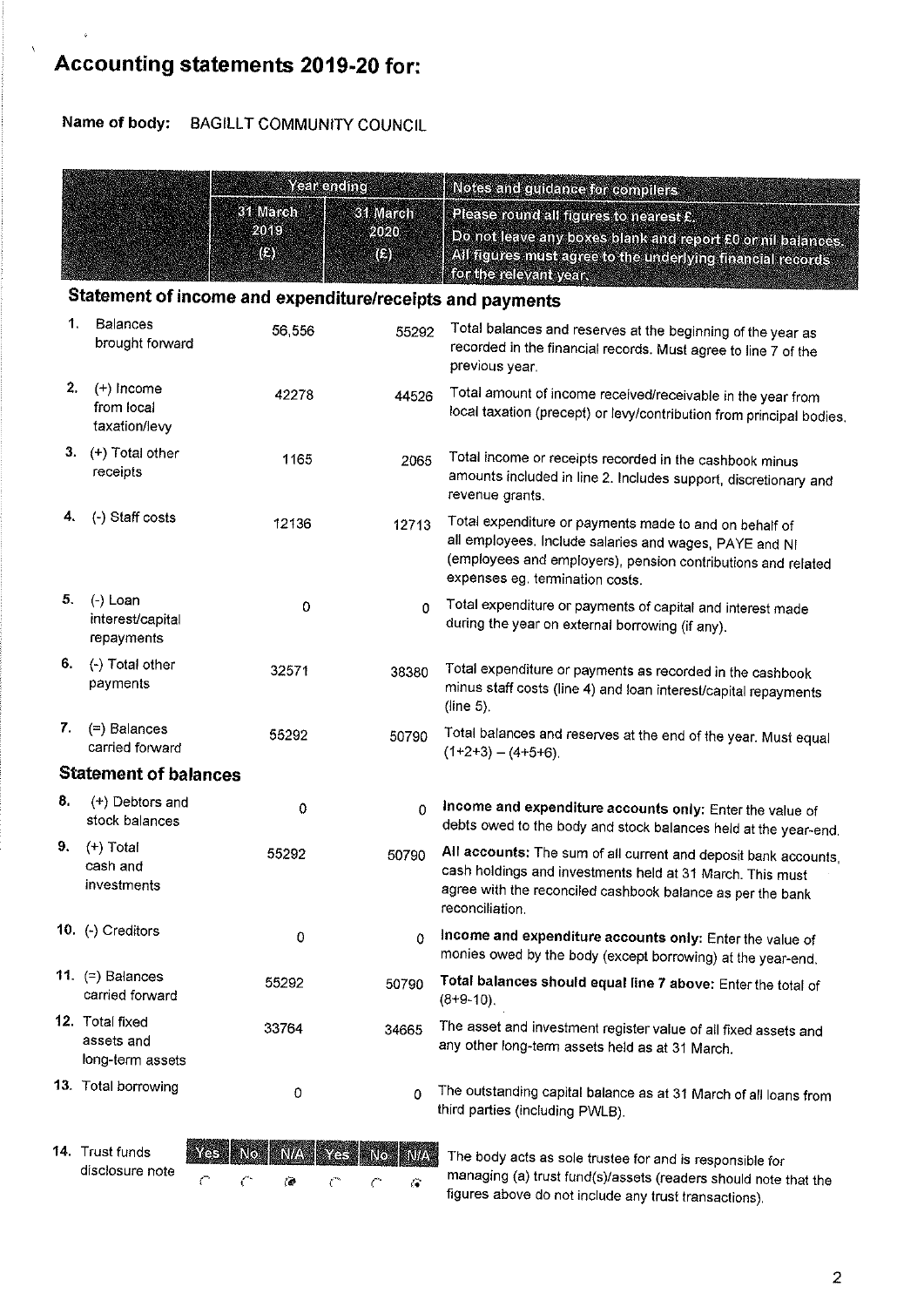# Accounting statements 2019-20 for:

**Name of body:** BAGILLT COMMUNITY COUNCIL

| | Year ending | | Notes and guidance for compilers |
|---|---|---|---|
| | 31 March 2019 (£) | 31 March 2020 (£) | Please round all figures to nearest £. Do not leave any boxes blank and report £0 or nil balances. All figures must agree to the underlying financial records for the relevant year. |
| **Statement of income and expenditure/receipts and payments** | | | |
| 1. Balances brought forward | 56,556 | 55292 | Total balances and reserves at the beginning of the year as recorded in the financial records. Must agree to line 7 of the previous year. |
| 2. (+) Income from local taxation/levy | 42278 | 44526 | Total amount of income received/receivable in the year from local taxation (precept) or levy/contribution from principal bodies. |
| 3. (+) Total other receipts | 1165 | 2065 | Total income or receipts recorded in the cashbook minus amounts included in line 2. Includes support, discretionary and revenue grants. |
| 4. (-) Staff costs | 12136 | 12713 | Total expenditure or payments made to and on behalf of all employees. Include salaries and wages, PAYE and NI (employees and employers), pension contributions and related expenses eg. termination costs. |
| 5. (-) Loan interest/capital repayments | 0 | 0 | Total expenditure or payments of capital and interest made during the year on external borrowing (if any). |
| 6. (-) Total other payments | 32571 | 38380 | Total expenditure or payments as recorded in the cashbook minus staff costs (line 4) and loan interest/capital repayments (line 5). |
| 7. (=) Balances carried forward | 55292 | 50790 | Total balances and reserves at the end of the year. Must equal (1+2+3) – (4+5+6). |
| **Statement of balances** | | | |
| 8. (+) Debtors and stock balances | 0 | 0 | **Income and expenditure accounts only:** Enter the value of debts owed to the body and stock balances held at the year-end. |
| 9. (+) Total cash and investments | 55292 | 50790 | **All accounts:** The sum of all current and deposit bank accounts, cash holdings and investments held at 31 March. This must agree with the reconciled cashbook balance as per the bank reconciliation. |
| 10. (-) Creditors | 0 | 0 | **Income and expenditure accounts only:** Enter the value of monies owed by the body (except borrowing) at the year-end. |
| 11. (=) Balances carried forward | 55292 | 50790 | **Total balances should equal line 7 above:** Enter the total of (8+9-10). |
| 12. Total fixed assets and long-term assets | 33764 | 34665 | The asset and investment register value of all fixed assets and any other long-term assets held as at 31 March. |
| 13. Total borrowing | 0 | 0 | The outstanding capital balance as at 31 March of all loans from third parties (including PWLB). |

| 14. Trust funds disclosure note | Yes | No | N/A | Yes | No | N/A | |
|---|---|---|---|---|---|---|---|
| | ○ | ○ | ● | ○ | ○ | ● | The body acts as sole trustee for and is responsible for managing (a) trust fund(s)/assets (readers should note that the figures above do not include any trust transactions). |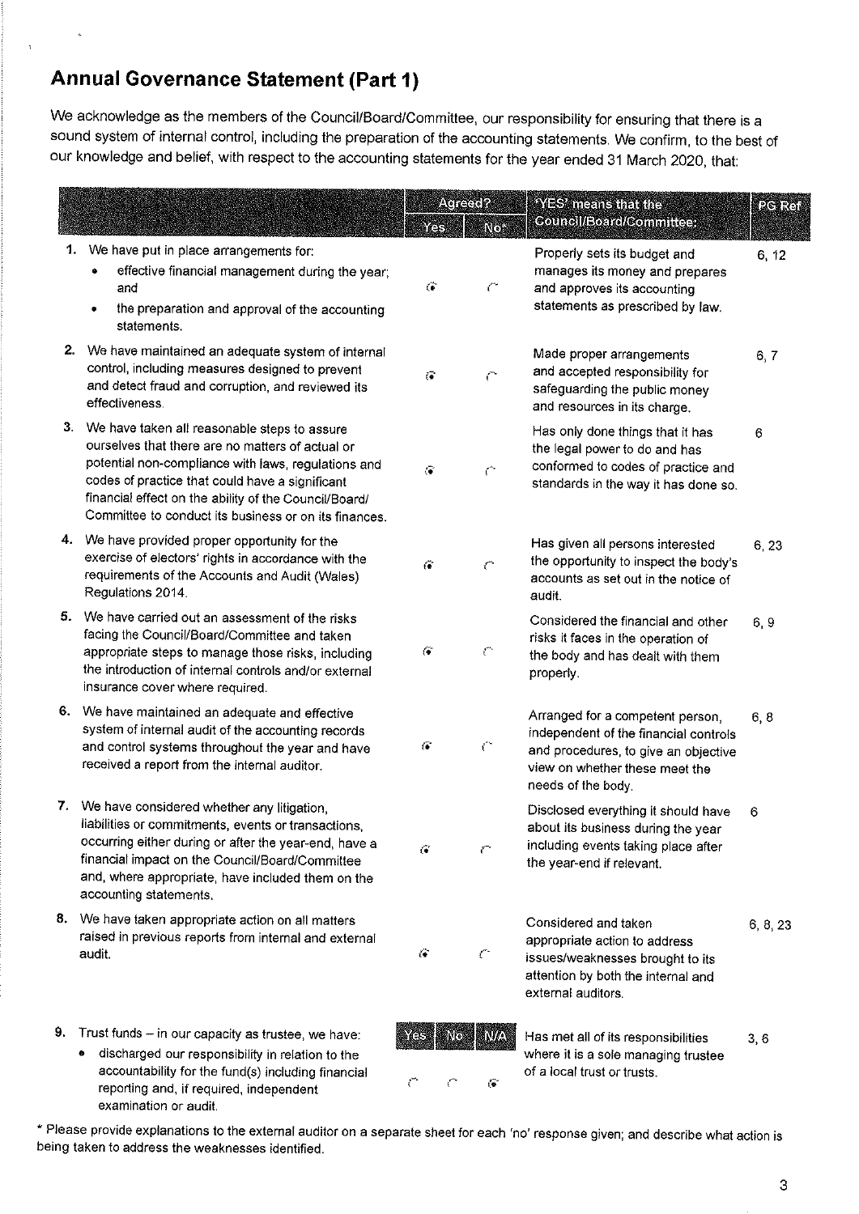# Annual Governance Statement (Part 1)

We acknowledge as the members of the Council/Board/Committee, our responsibility for ensuring that there is a sound system of internal control, including the preparation of the accounting statements. We confirm, to the best of our knowledge and belief, with respect to the accounting statements for the year ended 31 March 2020, that:

| | Agreed? | | 'YES' means that the Council/Board/Committee: | PG Ref |
|---|---|---|---|---|
| | Yes | No* | | |
| **1.** We have put in place arrangements for: <br>• effective financial management during the year; and <br>• the preparation and approval of the accounting statements. | ● | ○ | Properly sets its budget and manages its money and prepares and approves its accounting statements as prescribed by law. | 6, 12 |
| **2.** We have maintained an adequate system of internal control, including measures designed to prevent and detect fraud and corruption, and reviewed its effectiveness. | ● | ○ | Made proper arrangements and accepted responsibility for safeguarding the public money and resources in its charge. | 6, 7 |
| **3.** We have taken all reasonable steps to assure ourselves that there are no matters of actual or potential non-compliance with laws, regulations and codes of practice that could have a significant financial effect on the ability of the Council/Board/ Committee to conduct its business or on its finances. | ● | ○ | Has only done things that it has the legal power to do and has conformed to codes of practice and standards in the way it has done so. | 6 |
| **4.** We have provided proper opportunity for the exercise of electors' rights in accordance with the requirements of the Accounts and Audit (Wales) Regulations 2014. | ● | ○ | Has given all persons interested the opportunity to inspect the body's accounts as set out in the notice of audit. | 6, 23 |
| **5.** We have carried out an assessment of the risks facing the Council/Board/Committee and taken appropriate steps to manage those risks, including the introduction of internal controls and/or external insurance cover where required. | ● | ○ | Considered the financial and other risks it faces in the operation of the body and has dealt with them properly. | 6, 9 |
| **6.** We have maintained an adequate and effective system of internal audit of the accounting records and control systems throughout the year and have received a report from the internal auditor. | ● | ○ | Arranged for a competent person, independent of the financial controls and procedures, to give an objective view on whether these meet the needs of the body. | 6, 8 |
| **7.** We have considered whether any litigation, liabilities or commitments, events or transactions, occurring either during or after the year-end, have a financial impact on the Council/Board/Committee and, where appropriate, have included them on the accounting statements. | ● | ○ | Disclosed everything it should have about its business during the year including events taking place after the year-end if relevant. | 6 |
| **8.** We have taken appropriate action on all matters raised in previous reports from internal and external audit. | ● | ○ | Considered and taken appropriate action to address issues/weaknesses brought to its attention by both the internal and external auditors. | 6, 8, 23 |

| | Yes | No | N/A | | |
|---|---|---|---|---|---|
| **9.** Trust funds – in our capacity as trustee, we have: <br>• discharged our responsibility in relation to the accountability for the fund(s) including financial reporting and, if required, independent examination or audit. | ○ | ○ | ● | Has met all of its responsibilities where it is a sole managing trustee of a local trust or trusts. | 3, 6 |

\* Please provide explanations to the external auditor on a separate sheet for each 'no' response given; and describe what action is being taken to address the weaknesses identified.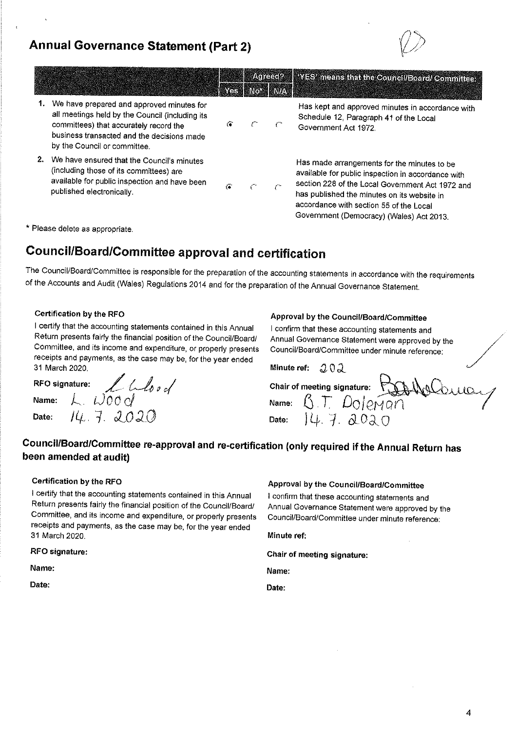## Annual Governance Statement (Part 2)

| | Agreed? Yes | No* | N/A | 'YES' means that the Council/Board/ Committee: |
|---|---|---|---|---|
| 1. We have prepared and approved minutes for all meetings held by the Council (including its committees) that accurately record the business transacted and the decisions made by the Council or committee. | ● | ○ | ○ | Has kept and approved minutes in accordance with Schedule 12, Paragraph 41 of the Local Government Act 1972. |
| 2. We have ensured that the Council's minutes (including those of its committees) are available for public inspection and have been published electronically. | ● | ○ | ○ | Has made arrangements for the minutes to be available for public inspection in accordance with section 228 of the Local Government Act 1972 and has published the minutes on its website in accordance with section 55 of the Local Government (Democracy) (Wales) Act 2013. |

* Please delete as appropriate.

## Council/Board/Committee approval and certification

The Council/Board/Committee is responsible for the preparation of the accounting statements in accordance with the requirements of the Accounts and Audit (Wales) Regulations 2014 and for the preparation of the Annual Governance Statement.

**Certification by the RFO**

I certify that the accounting statements contained in this Annual Return presents fairly the financial position of the Council/Board/ Committee, and its income and expenditure, or properly presents receipts and payments, as the case may be, for the year ended 31 March 2020.

**RFO signature:** L Wood

**Name:** L. Wood

**Date:** 14. 7. 2020

**Approval by the Council/Board/Committee**

I confirm that these accounting statements and Annual Governance Statement were approved by the Council/Board/Committee under minute reference:

**Minute ref:** 202

**Chair of meeting signature:** B.T. Doleman

**Name:** B.T. Doleman

**Date:** 14. 7. 2020

## Council/Board/Committee re-approval and re-certification (only required if the Annual Return has been amended at audit)

**Certification by the RFO**

I certify that the accounting statements contained in this Annual Return presents fairly the financial position of the Council/Board/ Committee, and its income and expenditure, or properly presents receipts and payments, as the case may be, for the year ended 31 March 2020.

**RFO signature:**

**Name:**

**Date:**

**Approval by the Council/Board/Committee**

I confirm that these accounting statements and Annual Governance Statement were approved by the Council/Board/Committee under minute reference:

**Minute ref:**

**Chair of meeting signature:**

**Name:**

**Date:**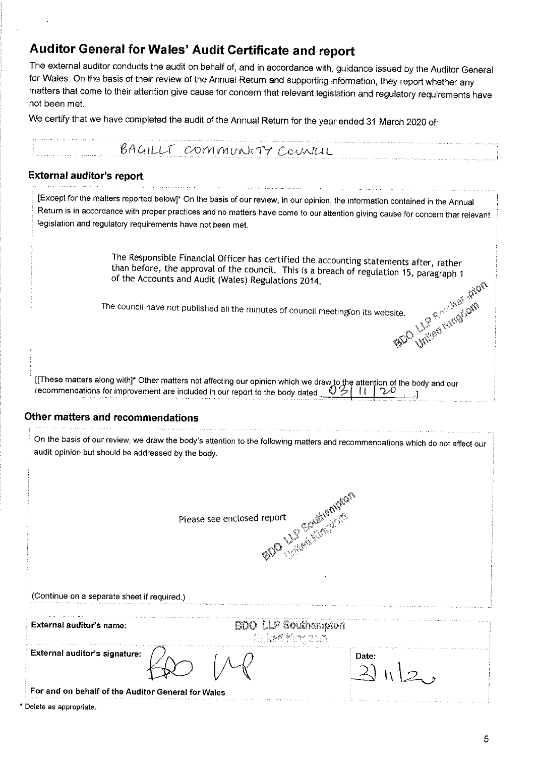## Auditor General for Wales' Audit Certificate and report

The external auditor conducts the audit on behalf of, and in accordance with, guidance issued by the Auditor General for Wales. On the basis of their review of the Annual Return and supporting information, they report whether any matters that come to their attention give cause for concern that relevant legislation and regulatory requirements have not been met.

We certify that we have completed the audit of the Annual Return for the year ended 31 March 2020 of:

BAGILLT COMMUNITY COUNCIL

### External auditor's report

[Except for the matters reported below]* On the basis of our review, in our opinion, the information contained in the Annual Return is in accordance with proper practices and no matters have come to our attention giving cause for concern that relevant legislation and regulatory requirements have not been met.

The Responsible Financial Officer has certified the accounting statements after, rather than before, the approval of the council. This is a breach of regulation 15, paragraph 1 of the Accounts and Audit (Wales) Regulations 2014.

The council have not published all the minutes of council meetings on its website.

BDO LLP Southampton United Kingdom

[[These matters along with]* Other matters not affecting our opinion which we draw to the attention of the body and our recommendations for improvement are included in our report to the body dated 03 | 11 | 20 .]

### Other matters and recommendations

On the basis of our review, we draw the body's attention to the following matters and recommendations which do not affect our audit opinion but should be addressed by the body.

Please see enclosed report

BDO LLP Southampton United Kingdom

(Continue on a separate sheet if required.)

| | | |
|---|---|---|
| External auditor's name: | BDO LLP Southampton United Kingdom | |
| External auditor's signature: | BDO LLP | Date: 3/11/20 |
| For and on behalf of the Auditor General for Wales | | |

\* Delete as appropriate.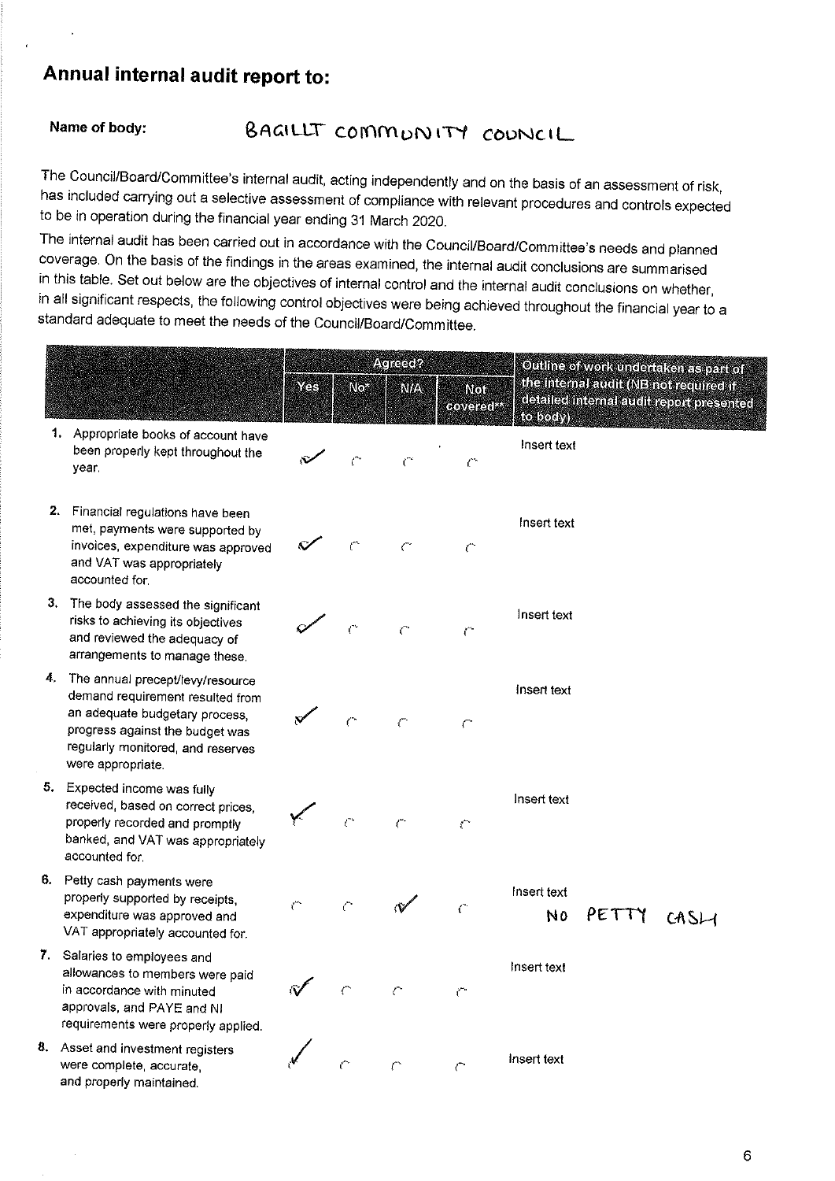## Annual internal audit report to:

**Name of body:** BAGILLT COMMUNITY COUNCIL

The Council/Board/Committee's internal audit, acting independently and on the basis of an assessment of risk, has included carrying out a selective assessment of compliance with relevant procedures and controls expected to be in operation during the financial year ending 31 March 2020.

The internal audit has been carried out in accordance with the Council/Board/Committee's needs and planned coverage. On the basis of the findings in the areas examined, the internal audit conclusions are summarised in this table. Set out below are the objectives of internal control and the internal audit conclusions on whether, in all significant respects, the following control objectives were being achieved throughout the financial year to a standard adequate to meet the needs of the Council/Board/Committee.

| | Agreed? | | | | Outline of work undertaken as part of the internal audit (NB not required if detailed internal audit report presented to body) |
|---|---|---|---|---|---|
| | Yes | No* | N/A | Not covered** | |
| 1. Appropriate books of account have been properly kept throughout the year. | ✓ | | | | Insert text |
| 2. Financial regulations have been met, payments were supported by invoices, expenditure was approved and VAT was appropriately accounted for. | ✓ | | | | Insert text |
| 3. The body assessed the significant risks to achieving its objectives and reviewed the adequacy of arrangements to manage these. | ✓ | | | | Insert text |
| 4. The annual precept/levy/resource demand requirement resulted from an adequate budgetary process, progress against the budget was regularly monitored, and reserves were appropriate. | ✓ | | | | Insert text |
| 5. Expected income was fully received, based on correct prices, properly recorded and promptly banked, and VAT was appropriately accounted for. | ✓ | | | | Insert text |
| 6. Petty cash payments were properly supported by receipts, expenditure was approved and VAT appropriately accounted for. | | | ✓ | | Insert text NO PETTY CASH |
| 7. Salaries to employees and allowances to members were paid in accordance with minuted approvals, and PAYE and NI requirements were properly applied. | ✓ | | | | Insert text |
| 8. Asset and investment registers were complete, accurate, and properly maintained. | ✓ | | | | Insert text |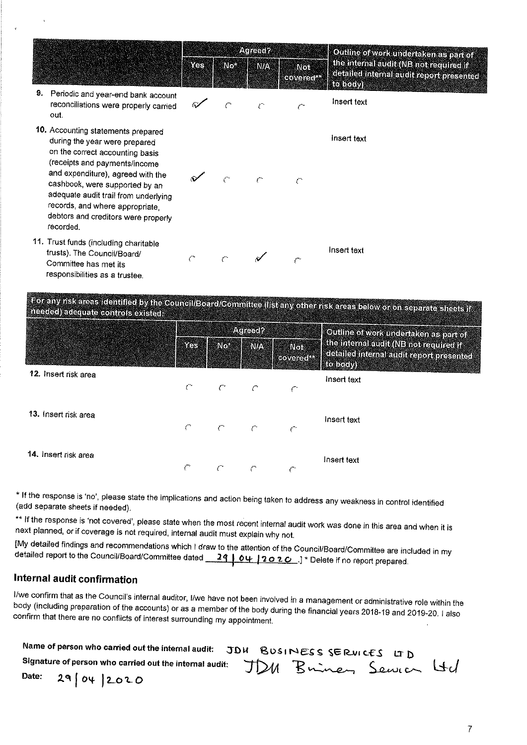| | Agreed? | | | | Outline of work undertaken as part of the internal audit (NB not required if detailed internal audit report presented to body) |
|---|---|---|---|---|---|
| | Yes | No* | N/A | Not covered** | |
| 9. Periodic and year-end bank account reconciliations were properly carried out. | ✓ | | | | Insert text |
| 10. Accounting statements prepared during the year were prepared on the correct accounting basis (receipts and payments/income and expenditure), agreed with the cashbook, were supported by an adequate audit trail from underlying records, and where appropriate, debtors and creditors were properly recorded. | ✓ | | | | Insert text |
| 11. Trust funds (including charitable trusts). The Council/Board/Committee has met its responsibilities as a trustee. | | | ✓ | | Insert text |

**For any risk areas identified by the Council/Board/Committee (list any other risk areas below or on separate sheets if needed) adequate controls existed:**

| | Agreed? | | | | Outline of work undertaken as part of the internal audit (NB not required if detailed internal audit report presented to body) |
|---|---|---|---|---|---|
| | Yes | No* | N/A | Not covered** | |
| 12. Insert risk area | | | | | Insert text |
| 13. Insert risk area | | | | | Insert text |
| 14. Insert risk area | | | | | Insert text |

* If the response is 'no', please state the implications and action being taken to address any weakness in control identified (add separate sheets if needed).

** If the response is 'not covered', please state when the most recent internal audit work was done in this area and when it is next planned, or if coverage is not required, internal audit must explain why not.

[My detailed findings and recommendations which I draw to the attention of the Council/Board/Committee are included in my detailed report to the Council/Board/Committee dated 29 | 04 | 2020.] * Delete if no report prepared.

## Internal audit confirmation

I/we confirm that as the Council's internal auditor, I/we have not been involved in a management or administrative role within the body (including preparation of the accounts) or as a member of the body during the financial years 2018-19 and 2019-20. I also confirm that there are no conflicts of interest surrounding my appointment.

**Name of person who carried out the internal audit:** JDH BUSINESS SERVICES LTD

**Signature of person who carried out the internal audit:** JDH Business Services Ltd

**Date:** 29 | 04 | 2020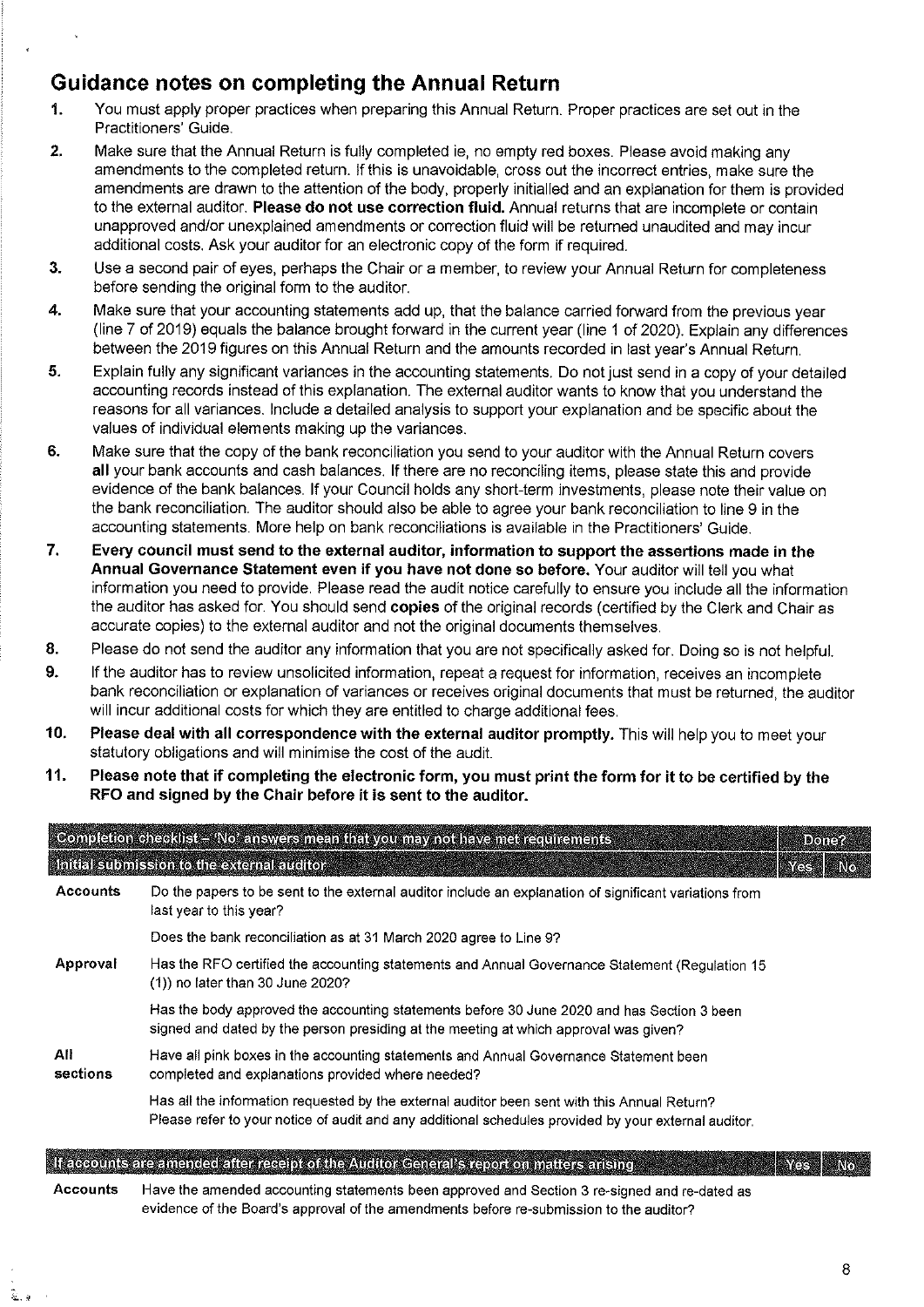## Guidance notes on completing the Annual Return

1. You must apply proper practices when preparing this Annual Return. Proper practices are set out in the Practitioners' Guide.
2. Make sure that the Annual Return is fully completed ie, no empty red boxes. Please avoid making any amendments to the completed return. If this is unavoidable, cross out the incorrect entries, make sure the amendments are drawn to the attention of the body, properly initialled and an explanation for them is provided to the external auditor. **Please do not use correction fluid.** Annual returns that are incomplete or contain unapproved and/or unexplained amendments or correction fluid will be returned unaudited and may incur additional costs. Ask your auditor for an electronic copy of the form if required.
3. Use a second pair of eyes, perhaps the Chair or a member, to review your Annual Return for completeness before sending the original form to the auditor.
4. Make sure that your accounting statements add up, that the balance carried forward from the previous year (line 7 of 2019) equals the balance brought forward in the current year (line 1 of 2020). Explain any differences between the 2019 figures on this Annual Return and the amounts recorded in last year's Annual Return.
5. Explain fully any significant variances in the accounting statements. Do not just send in a copy of your detailed accounting records instead of this explanation. The external auditor wants to know that you understand the reasons for all variances. Include a detailed analysis to support your explanation and be specific about the values of individual elements making up the variances.
6. Make sure that the copy of the bank reconciliation you send to your auditor with the Annual Return covers **all** your bank accounts and cash balances. If there are no reconciling items, please state this and provide evidence of the bank balances. If your Council holds any short-term investments, please note their value on the bank reconciliation. The auditor should also be able to agree your bank reconciliation to line 9 in the accounting statements. More help on bank reconciliations is available in the Practitioners' Guide.
7. **Every council must send to the external auditor, information to support the assertions made in the Annual Governance Statement even if you have not done so before.** Your auditor will tell you what information you need to provide. Please read the audit notice carefully to ensure you include all the information the auditor has asked for. You should send **copies** of the original records (certified by the Clerk and Chair as accurate copies) to the external auditor and not the original documents themselves.
8. Please do not send the auditor any information that you are not specifically asked for. Doing so is not helpful.
9. If the auditor has to review unsolicited information, repeat a request for information, receives an incomplete bank reconciliation or explanation of variances or receives original documents that must be returned, the auditor will incur additional costs for which they are entitled to charge additional fees.
10. **Please deal with all correspondence with the external auditor promptly.** This will help you to meet your statutory obligations and will minimise the cost of the audit.
11. **Please note that if completing the electronic form, you must print the form for it to be certified by the RFO and signed by the Chair before it is sent to the auditor.**

| Completion checklist – 'No' answers mean that you may not have met requirements | | Done? | |
|---|---|---|---|
| **Initial submission to the external auditor** | | **Yes** | **No** |
| **Accounts** | Do the papers to be sent to the external auditor include an explanation of significant variations from last year to this year? | | |
| | Does the bank reconciliation as at 31 March 2020 agree to Line 9? | | |
| **Approval** | Has the RFO certified the accounting statements and Annual Governance Statement (Regulation 15 (1)) no later than 30 June 2020? | | |
| | Has the body approved the accounting statements before 30 June 2020 and has Section 3 been signed and dated by the person presiding at the meeting at which approval was given? | | |
| **All sections** | Have all pink boxes in the accounting statements and Annual Governance Statement been completed and explanations provided where needed? | | |
| | Has all the information requested by the external auditor been sent with this Annual Return? Please refer to your notice of audit and any additional schedules provided by your external auditor. | | |

| If accounts are amended after receipt of the Auditor General's report on matters arising | | Yes | No |
|---|---|---|---|
| **Accounts** | Have the amended accounting statements been approved and Section 3 re-signed and re-dated as evidence of the Board's approval of the amendments before re-submission to the auditor? | | |